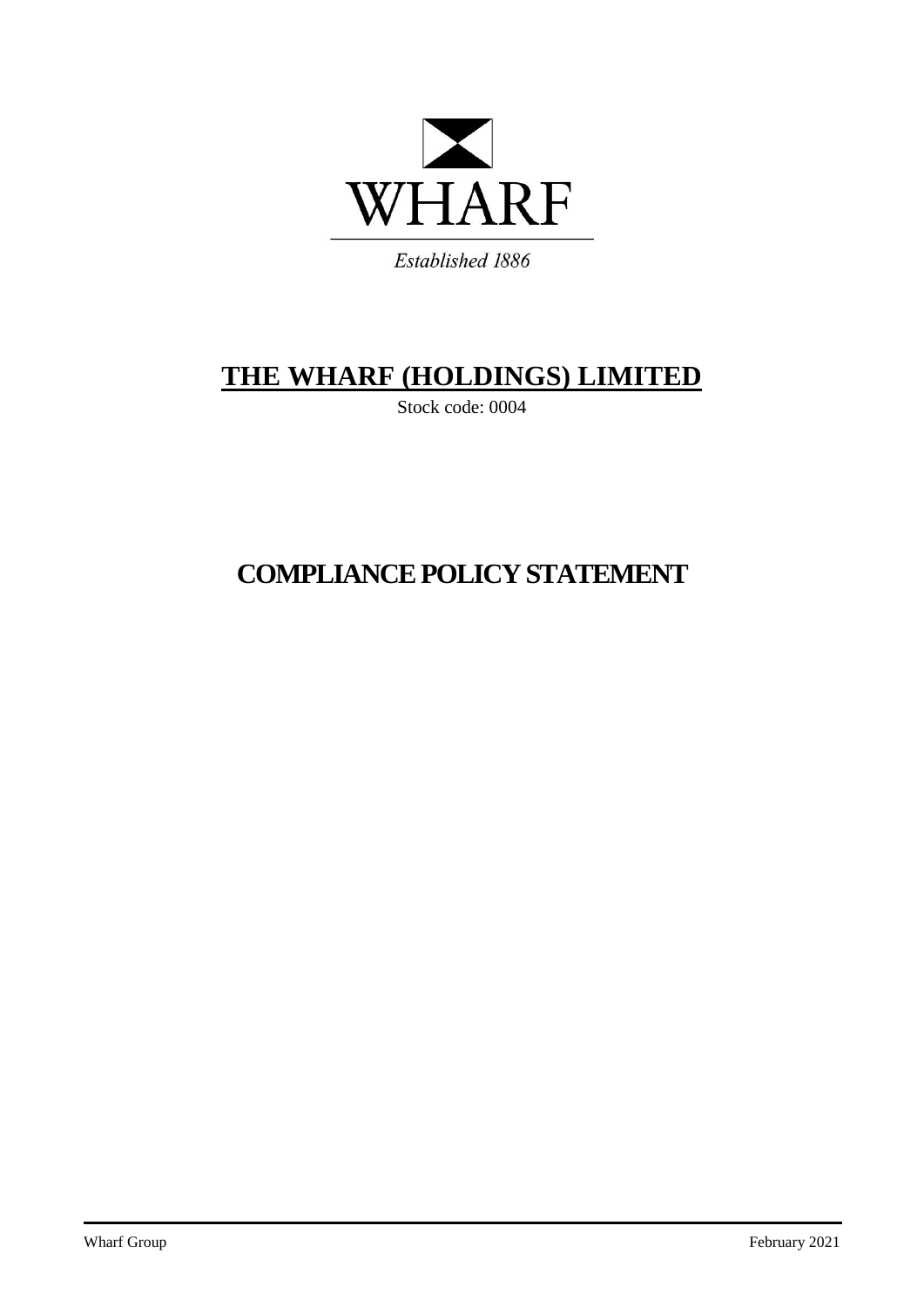WHARF

*Established 1886*

# THE WHARF (HOLDINGS) LIMITED

Stock code: 0004

# COMPLIANCE POLICY STATEMENT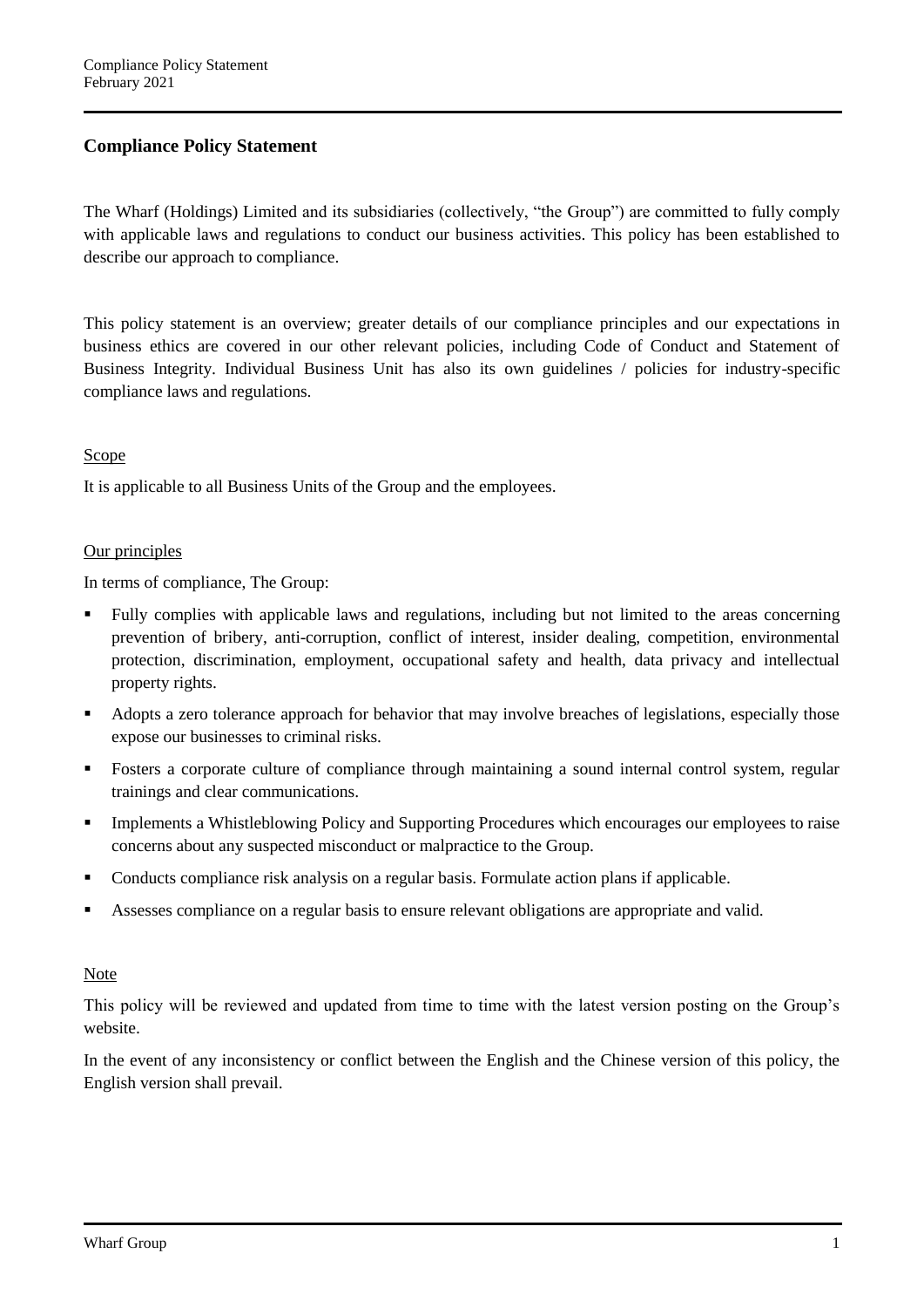## Compliance Policy Statement

The Wharf (Holdings) Limited and its subsidiaries (collectively, "the Group") are committed to fully comply with applicable laws and regulations to conduct our business activities. This policy has been established to describe our approach to compliance.

This policy statement is an overview; greater details of our compliance principles and our expectations in business ethics are covered in our other relevant policies, including Code of Conduct and Statement of Business Integrity. Individual Business Unit has also its own guidelines / policies for industry-specific compliance laws and regulations.

### Scope

It is applicable to all Business Units of the Group and the employees.

### Our principles

In terms of compliance, The Group:

- Fully complies with applicable laws and regulations, including but not limited to the areas concerning prevention of bribery, anti-corruption, conflict of interest, insider dealing, competition, environmental protection, discrimination, employment, occupational safety and health, data privacy and intellectual property rights.
- Adopts a zero tolerance approach for behavior that may involve breaches of legislations, especially those expose our businesses to criminal risks.
- Fosters a corporate culture of compliance through maintaining a sound internal control system, regular trainings and clear communications.
- Implements a Whistleblowing Policy and Supporting Procedures which encourages our employees to raise concerns about any suspected misconduct or malpractice to the Group.
- Conducts compliance risk analysis on a regular basis. Formulate action plans if applicable.
- Assesses compliance on a regular basis to ensure relevant obligations are appropriate and valid.

### Note

This policy will be reviewed and updated from time to time with the latest version posting on the Group's website.

In the event of any inconsistency or conflict between the English and the Chinese version of this policy, the English version shall prevail.